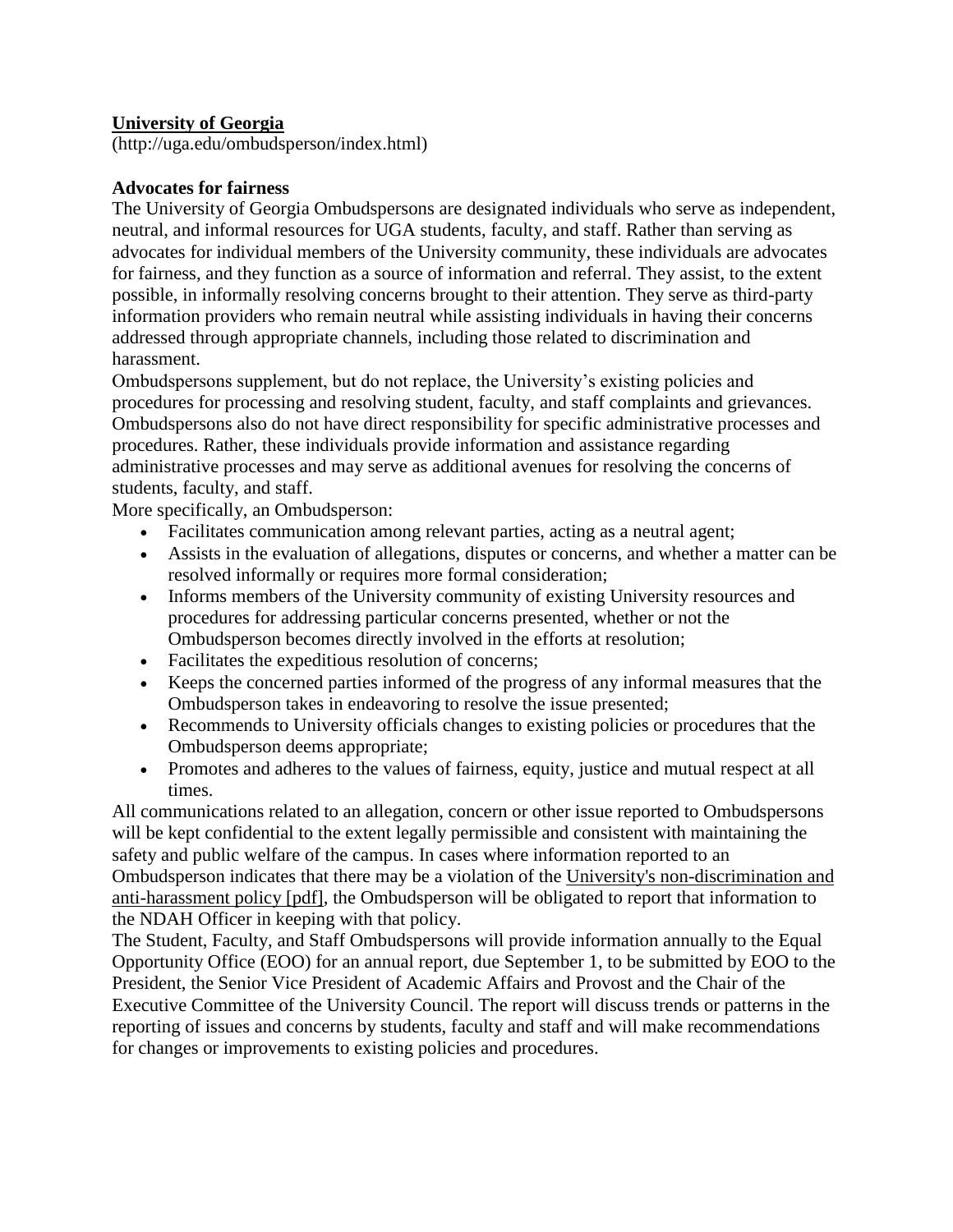**University of Georgia**

(http://uga.edu/ombudsperson/index.html)

**Advocates for fairness**

The University of Georgia Ombudspersons are designated individuals who serve as independent, neutral, and informal resources for UGA students, faculty, and staff. Rather than serving as advocates for individual members of the University community, these individuals are advocates for fairness, and they function as a source of information and referral. They assist, to the extent possible, in informally resolving concerns brought to their attention. They serve as third-party information providers who remain neutral while assisting individuals in having their concerns addressed through appropriate channels, including those related to discrimination and harassment.

Ombudspersons supplement, but do not replace, the University's existing policies and procedures for processing and resolving student, faculty, and staff complaints and grievances. Ombudspersons also do not have direct responsibility for specific administrative processes and procedures. Rather, these individuals provide information and assistance regarding administrative processes and may serve as additional avenues for resolving the concerns of students, faculty, and staff.

More specifically, an Ombudsperson:

- Facilitates communication among relevant parties, acting as a neutral agent;
- Assists in the evaluation of allegations, disputes or concerns, and whether a matter can be resolved informally or requires more formal consideration;
- Informs members of the University community of existing University resources and procedures for addressing particular concerns presented, whether or not the Ombudsperson becomes directly involved in the efforts at resolution;
- Facilitates the expeditious resolution of concerns;
- Keeps the concerned parties informed of the progress of any informal measures that the Ombudsperson takes in endeavoring to resolve the issue presented;
- Recommends to University officials changes to existing policies or procedures that the Ombudsperson deems appropriate;
- Promotes and adheres to the values of fairness, equity, justice and mutual respect at all times.

All communications related to an allegation, concern or other issue reported to Ombudspersons will be kept confidential to the extent legally permissible and consistent with maintaining the safety and public welfare of the campus. In cases where information reported to an Ombudsperson indicates that there may be a violation of the University's non-discrimination and anti-harassment policy [pdf], the Ombudsperson will be obligated to report that information to the NDAH Officer in keeping with that policy.

The Student, Faculty, and Staff Ombudspersons will provide information annually to the Equal Opportunity Office (EOO) for an annual report, due September 1, to be submitted by EOO to the President, the Senior Vice President of Academic Affairs and Provost and the Chair of the Executive Committee of the University Council. The report will discuss trends or patterns in the reporting of issues and concerns by students, faculty and staff and will make recommendations for changes or improvements to existing policies and procedures.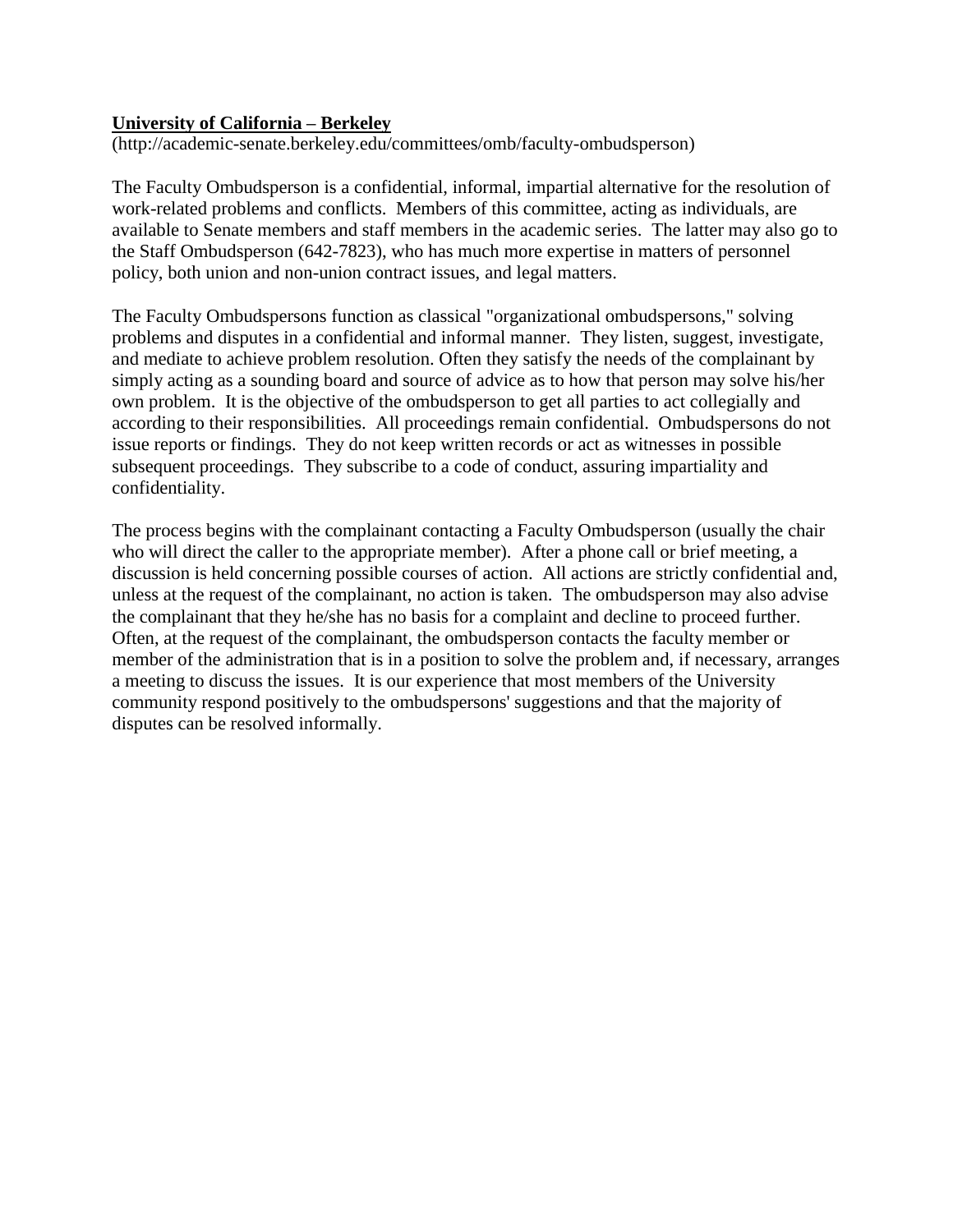**<u>University of California – Berkeley</u>**
(http://academic-senate.berkeley.edu/committees/omb/faculty-ombudsperson)

The Faculty Ombudsperson is a confidential, informal, impartial alternative for the resolution of work-related problems and conflicts. Members of this committee, acting as individuals, are available to Senate members and staff members in the academic series. The latter may also go to the Staff Ombudsperson (642-7823), who has much more expertise in matters of personnel policy, both union and non-union contract issues, and legal matters.

The Faculty Ombudspersons function as classical "organizational ombudspersons," solving problems and disputes in a confidential and informal manner. They listen, suggest, investigate, and mediate to achieve problem resolution. Often they satisfy the needs of the complainant by simply acting as a sounding board and source of advice as to how that person may solve his/her own problem. It is the objective of the ombudsperson to get all parties to act collegially and according to their responsibilities. All proceedings remain confidential. Ombudspersons do not issue reports or findings. They do not keep written records or act as witnesses in possible subsequent proceedings. They subscribe to a code of conduct, assuring impartiality and confidentiality.

The process begins with the complainant contacting a Faculty Ombudsperson (usually the chair who will direct the caller to the appropriate member). After a phone call or brief meeting, a discussion is held concerning possible courses of action. All actions are strictly confidential and, unless at the request of the complainant, no action is taken. The ombudsperson may also advise the complainant that they he/she has no basis for a complaint and decline to proceed further. Often, at the request of the complainant, the ombudsperson contacts the faculty member or member of the administration that is in a position to solve the problem and, if necessary, arranges a meeting to discuss the issues. It is our experience that most members of the University community respond positively to the ombudspersons' suggestions and that the majority of disputes can be resolved informally.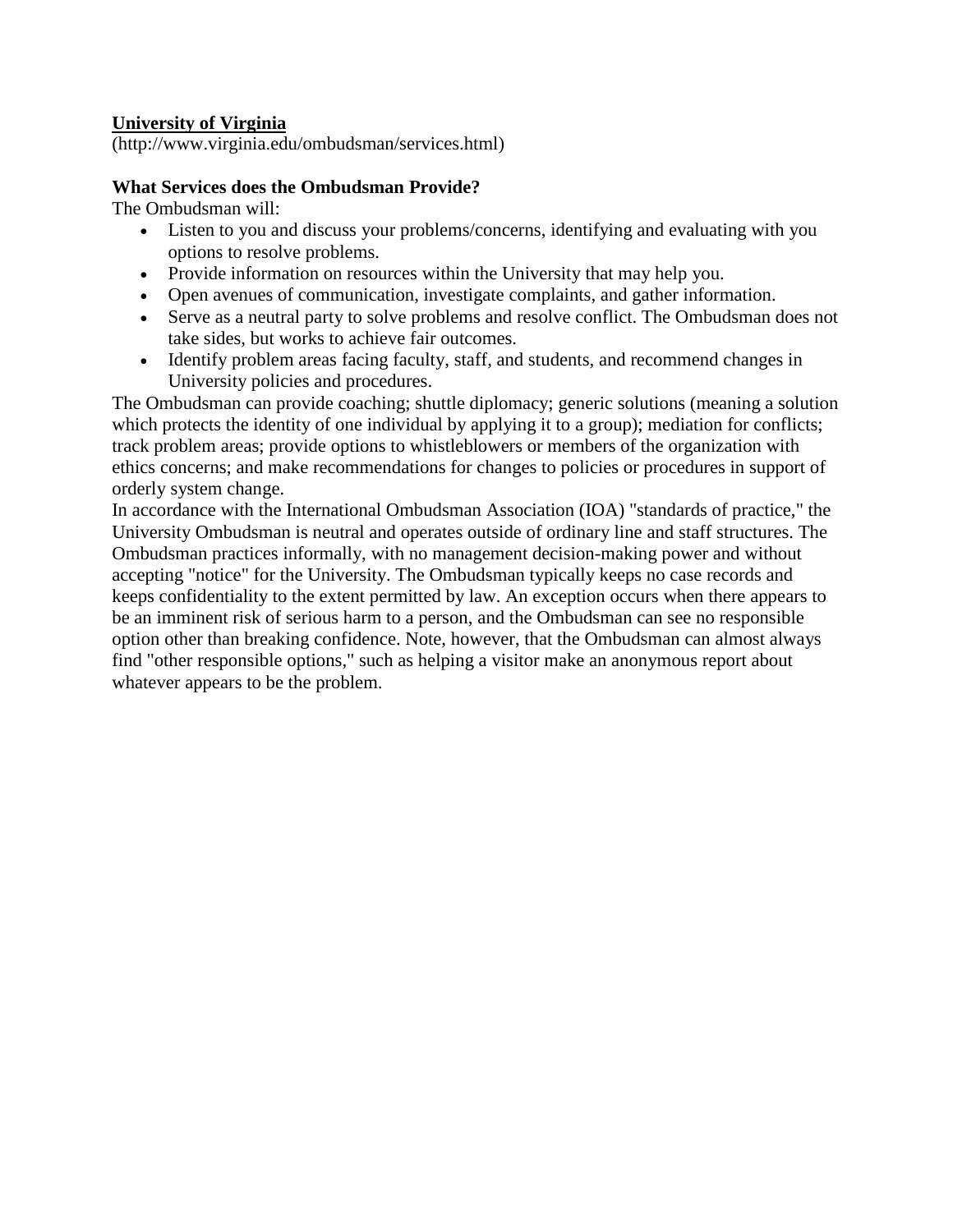**<u>University of Virginia</u>**
(http://www.virginia.edu/ombudsman/services.html)

**What Services does the Ombudsman Provide?**
The Ombudsman will:

- Listen to you and discuss your problems/concerns, identifying and evaluating with you options to resolve problems.
- Provide information on resources within the University that may help you.
- Open avenues of communication, investigate complaints, and gather information.
- Serve as a neutral party to solve problems and resolve conflict. The Ombudsman does not take sides, but works to achieve fair outcomes.
- Identify problem areas facing faculty, staff, and students, and recommend changes in University policies and procedures.

The Ombudsman can provide coaching; shuttle diplomacy; generic solutions (meaning a solution which protects the identity of one individual by applying it to a group); mediation for conflicts; track problem areas; provide options to whistleblowers or members of the organization with ethics concerns; and make recommendations for changes to policies or procedures in support of orderly system change.

In accordance with the International Ombudsman Association (IOA) "standards of practice," the University Ombudsman is neutral and operates outside of ordinary line and staff structures. The Ombudsman practices informally, with no management decision-making power and without accepting "notice" for the University. The Ombudsman typically keeps no case records and keeps confidentiality to the extent permitted by law. An exception occurs when there appears to be an imminent risk of serious harm to a person, and the Ombudsman can see no responsible option other than breaking confidence. Note, however, that the Ombudsman can almost always find "other responsible options," such as helping a visitor make an anonymous report about whatever appears to be the problem.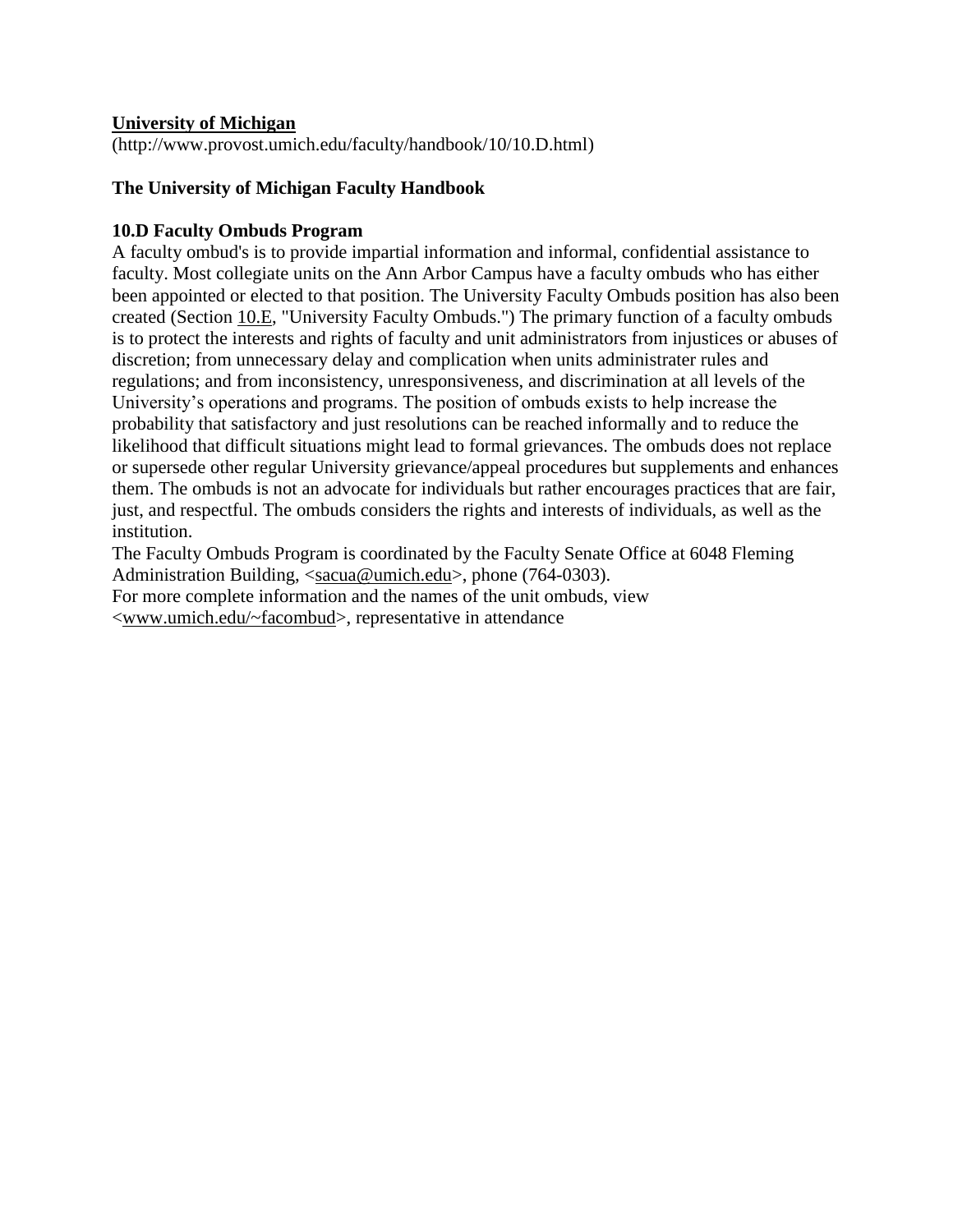**University of Michigan**
(http://www.provost.umich.edu/faculty/handbook/10/10.D.html)

**The University of Michigan Faculty Handbook**

**10.D Faculty Ombuds Program**

A faculty ombud's is to provide impartial information and informal, confidential assistance to faculty. Most collegiate units on the Ann Arbor Campus have a faculty ombuds who has either been appointed or elected to that position. The University Faculty Ombuds position has also been created (Section 10.E, "University Faculty Ombuds.") The primary function of a faculty ombuds is to protect the interests and rights of faculty and unit administrators from injustices or abuses of discretion; from unnecessary delay and complication when units administrater rules and regulations; and from inconsistency, unresponsiveness, and discrimination at all levels of the University's operations and programs. The position of ombuds exists to help increase the probability that satisfactory and just resolutions can be reached informally and to reduce the likelihood that difficult situations might lead to formal grievances. The ombuds does not replace or supersede other regular University grievance/appeal procedures but supplements and enhances them. The ombuds is not an advocate for individuals but rather encourages practices that are fair, just, and respectful. The ombuds considers the rights and interests of individuals, as well as the institution.

The Faculty Ombuds Program is coordinated by the Faculty Senate Office at 6048 Fleming Administration Building, <sacua@umich.edu>, phone (764-0303).

For more complete information and the names of the unit ombuds, view <www.umich.edu/~facombud>, representative in attendance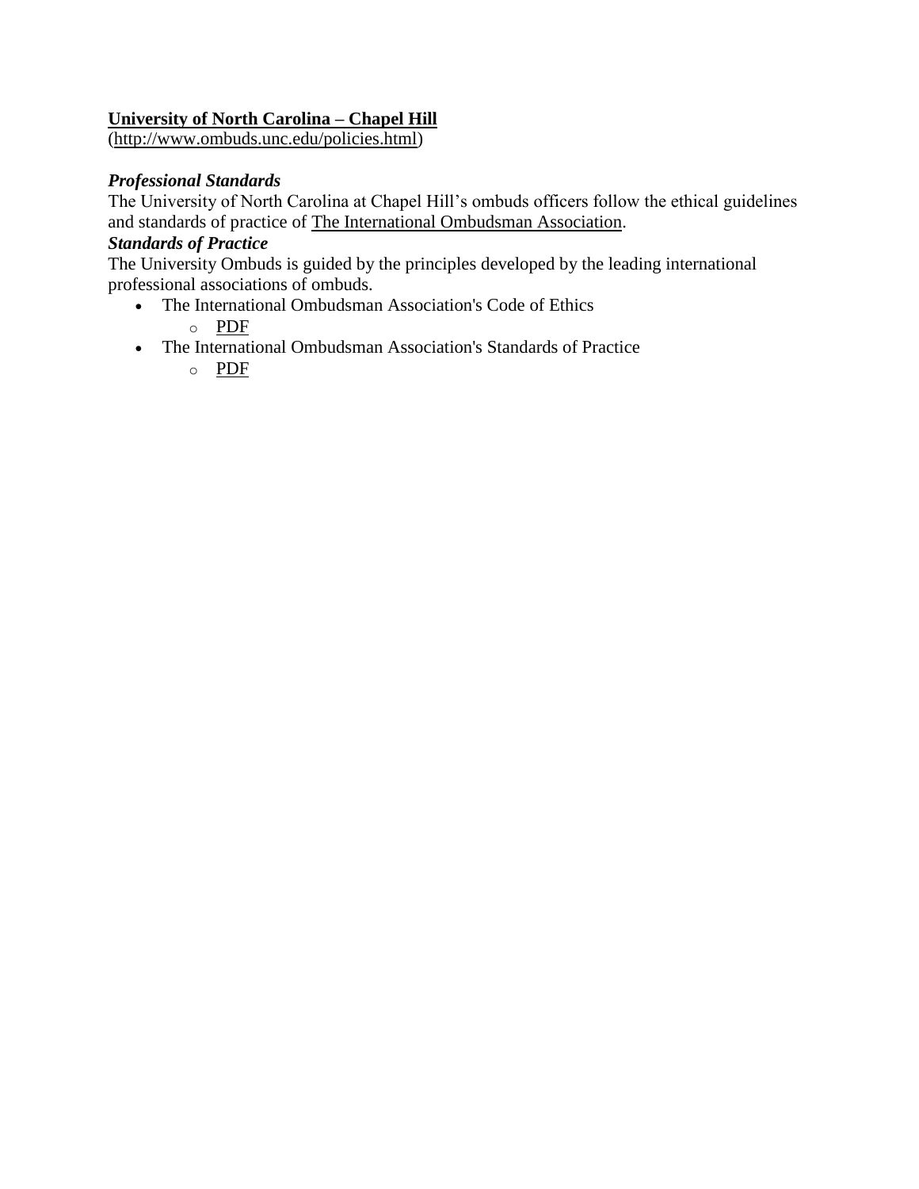**University of North Carolina – Chapel Hill**
(http://www.ombuds.unc.edu/policies.html)

***Professional Standards***
The University of North Carolina at Chapel Hill's ombuds officers follow the ethical guidelines and standards of practice of The International Ombudsman Association.

***Standards of Practice***
The University Ombuds is guided by the principles developed by the leading international professional associations of ombuds.

- The International Ombudsman Association's Code of Ethics
  - PDF
- The International Ombudsman Association's Standards of Practice
  - PDF